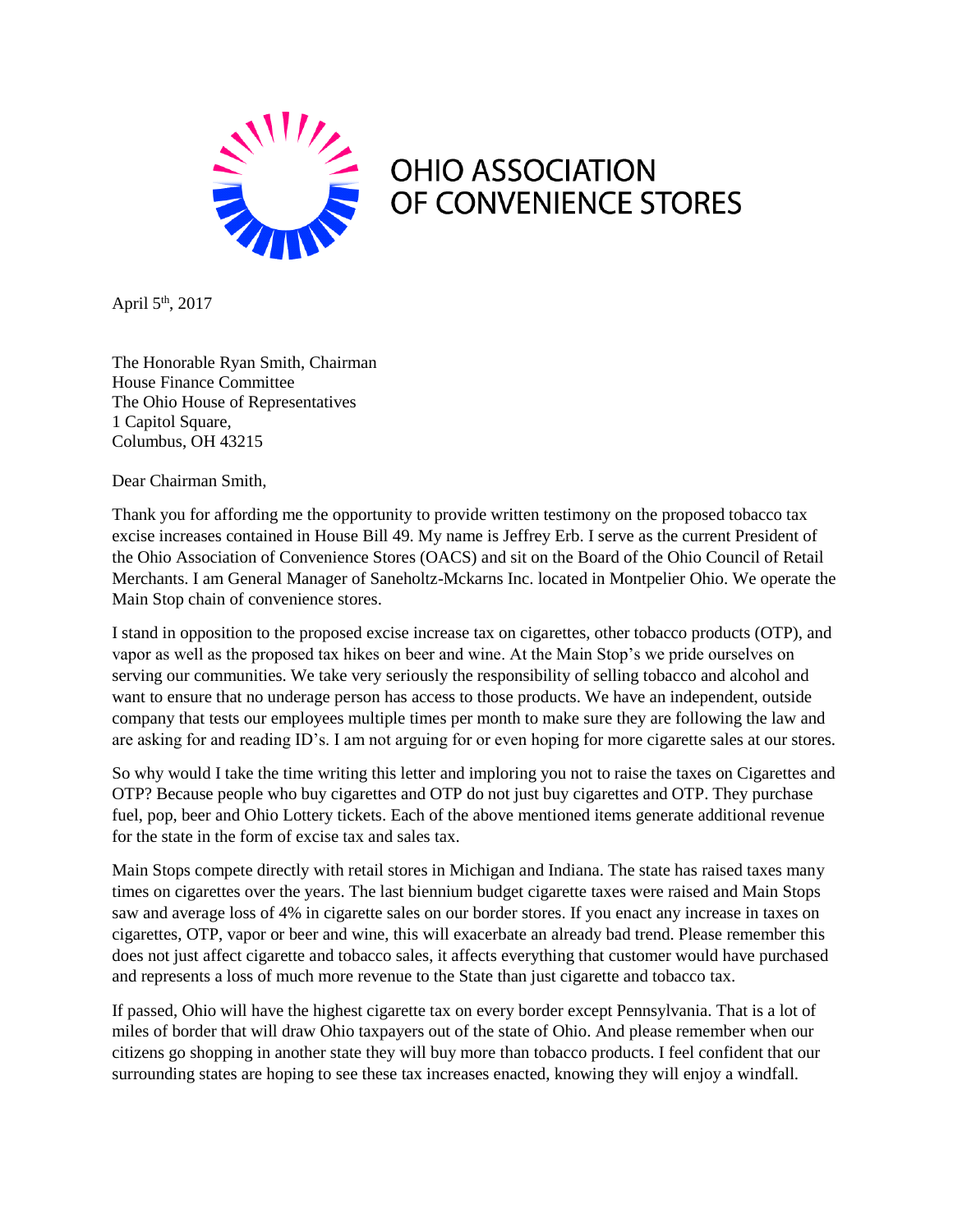OHIO ASSOCIATION OF CONVENIENCE STORES

April 5th, 2017

The Honorable Ryan Smith, Chairman
House Finance Committee
The Ohio House of Representatives
1 Capitol Square,
Columbus, OH 43215

Dear Chairman Smith,

Thank you for affording me the opportunity to provide written testimony on the proposed tobacco tax excise increases contained in House Bill 49. My name is Jeffrey Erb. I serve as the current President of the Ohio Association of Convenience Stores (OACS) and sit on the Board of the Ohio Council of Retail Merchants. I am General Manager of Saneholtz-Mckarns Inc. located in Montpelier Ohio. We operate the Main Stop chain of convenience stores.

I stand in opposition to the proposed excise increase tax on cigarettes, other tobacco products (OTP), and vapor as well as the proposed tax hikes on beer and wine. At the Main Stop's we pride ourselves on serving our communities. We take very seriously the responsibility of selling tobacco and alcohol and want to ensure that no underage person has access to those products. We have an independent, outside company that tests our employees multiple times per month to make sure they are following the law and are asking for and reading ID's. I am not arguing for or even hoping for more cigarette sales at our stores.

So why would I take the time writing this letter and imploring you not to raise the taxes on Cigarettes and OTP? Because people who buy cigarettes and OTP do not just buy cigarettes and OTP. They purchase fuel, pop, beer and Ohio Lottery tickets. Each of the above mentioned items generate additional revenue for the state in the form of excise tax and sales tax.

Main Stops compete directly with retail stores in Michigan and Indiana. The state has raised taxes many times on cigarettes over the years. The last biennium budget cigarette taxes were raised and Main Stops saw and average loss of 4% in cigarette sales on our border stores. If you enact any increase in taxes on cigarettes, OTP, vapor or beer and wine, this will exacerbate an already bad trend. Please remember this does not just affect cigarette and tobacco sales, it affects everything that customer would have purchased and represents a loss of much more revenue to the State than just cigarette and tobacco tax.

If passed, Ohio will have the highest cigarette tax on every border except Pennsylvania. That is a lot of miles of border that will draw Ohio taxpayers out of the state of Ohio. And please remember when our citizens go shopping in another state they will buy more than tobacco products. I feel confident that our surrounding states are hoping to see these tax increases enacted, knowing they will enjoy a windfall.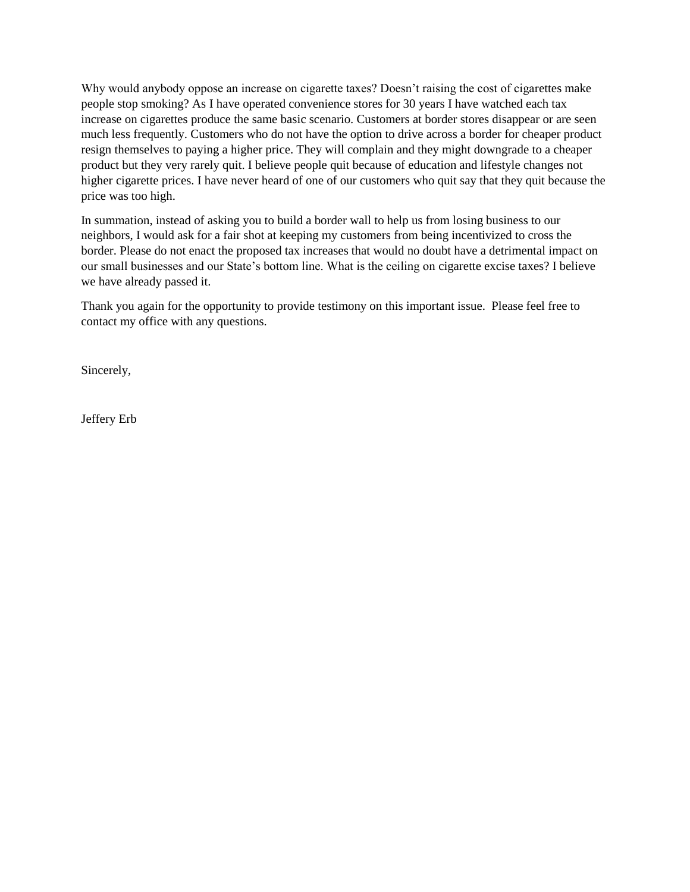Why would anybody oppose an increase on cigarette taxes? Doesn't raising the cost of cigarettes make people stop smoking? As I have operated convenience stores for 30 years I have watched each tax increase on cigarettes produce the same basic scenario. Customers at border stores disappear or are seen much less frequently. Customers who do not have the option to drive across a border for cheaper product resign themselves to paying a higher price. They will complain and they might downgrade to a cheaper product but they very rarely quit. I believe people quit because of education and lifestyle changes not higher cigarette prices. I have never heard of one of our customers who quit say that they quit because the price was too high.

In summation, instead of asking you to build a border wall to help us from losing business to our neighbors, I would ask for a fair shot at keeping my customers from being incentivized to cross the border. Please do not enact the proposed tax increases that would no doubt have a detrimental impact on our small businesses and our State's bottom line. What is the ceiling on cigarette excise taxes? I believe we have already passed it.

Thank you again for the opportunity to provide testimony on this important issue. Please feel free to contact my office with any questions.

Sincerely,

Jeffery Erb